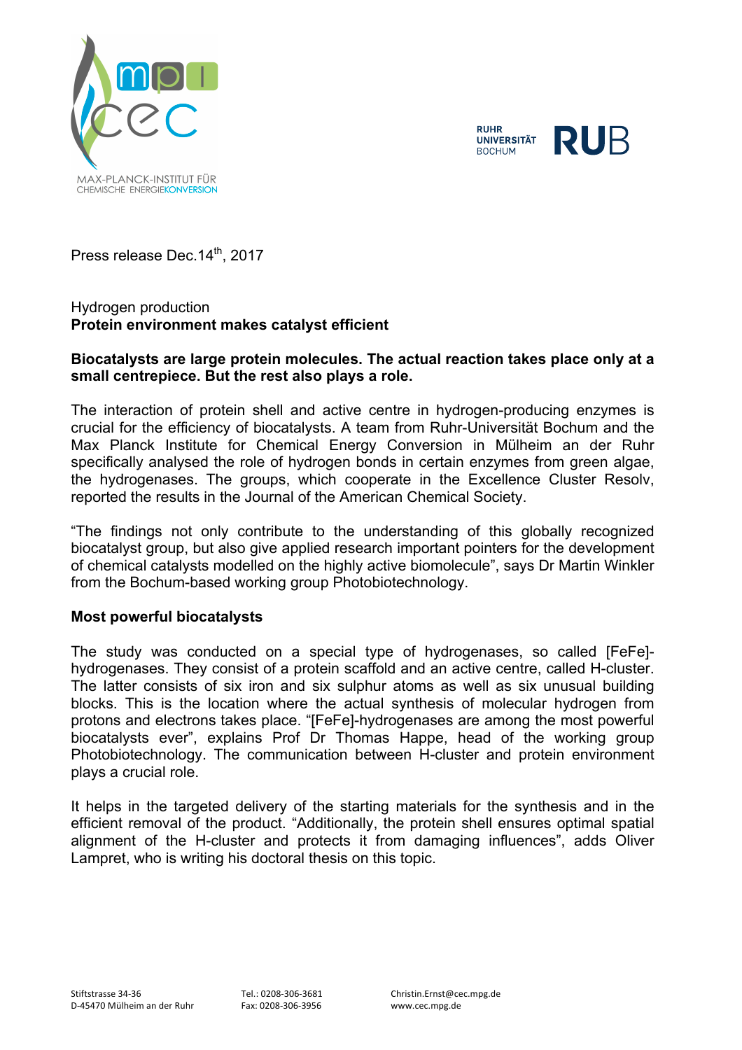Press release Dec.14th, 2017

Hydrogen production

# Protein environment makes catalyst efficient

**Biocatalysts are large protein molecules. The actual reaction takes place only at a small centrepiece. But the rest also plays a role.**

The interaction of protein shell and active centre in hydrogen-producing enzymes is crucial for the efficiency of biocatalysts. A team from Ruhr-Universität Bochum and the Max Planck Institute for Chemical Energy Conversion in Mülheim an der Ruhr specifically analysed the role of hydrogen bonds in certain enzymes from green algae, the hydrogenases. The groups, which cooperate in the Excellence Cluster Resolv, reported the results in the Journal of the American Chemical Society.

"The findings not only contribute to the understanding of this globally recognized biocatalyst group, but also give applied research important pointers for the development of chemical catalysts modelled on the highly active biomolecule", says Dr Martin Winkler from the Bochum-based working group Photobiotechnology.

## Most powerful biocatalysts

The study was conducted on a special type of hydrogenases, so called [FeFe]-hydrogenases. They consist of a protein scaffold and an active centre, called H-cluster. The latter consists of six iron and six sulphur atoms as well as six unusual building blocks. This is the location where the actual synthesis of molecular hydrogen from protons and electrons takes place. "[FeFe]-hydrogenases are among the most powerful biocatalysts ever", explains Prof Dr Thomas Happe, head of the working group Photobiotechnology. The communication between H-cluster and protein environment plays a crucial role.

It helps in the targeted delivery of the starting materials for the synthesis and in the efficient removal of the product. "Additionally, the protein shell ensures optimal spatial alignment of the H-cluster and protects it from damaging influences", adds Oliver Lampret, who is writing his doctoral thesis on this topic.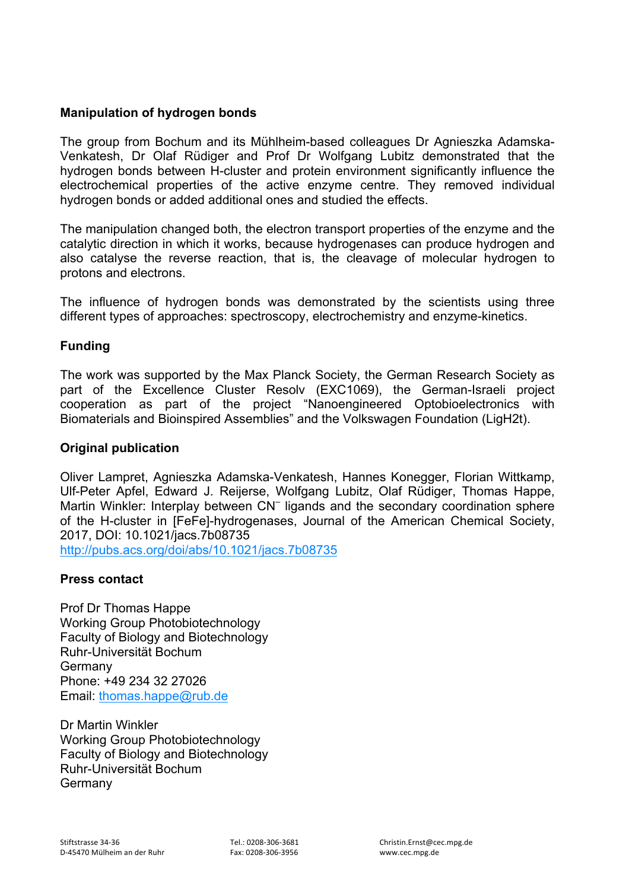**Manipulation of hydrogen bonds**

The group from Bochum and its Mühlheim-based colleagues Dr Agnieszka Adamska-Venkatesh, Dr Olaf Rüdiger and Prof Dr Wolfgang Lubitz demonstrated that the hydrogen bonds between H-cluster and protein environment significantly influence the electrochemical properties of the active enzyme centre. They removed individual hydrogen bonds or added additional ones and studied the effects.

The manipulation changed both, the electron transport properties of the enzyme and the catalytic direction in which it works, because hydrogenases can produce hydrogen and also catalyse the reverse reaction, that is, the cleavage of molecular hydrogen to protons and electrons.

The influence of hydrogen bonds was demonstrated by the scientists using three different types of approaches: spectroscopy, electrochemistry and enzyme-kinetics.

**Funding**

The work was supported by the Max Planck Society, the German Research Society as part of the Excellence Cluster Resolv (EXC1069), the German-Israeli project cooperation as part of the project "Nanoengineered Optobioelectronics with Biomaterials and Bioinspired Assemblies" and the Volkswagen Foundation (LigH2t).

**Original publication**

Oliver Lampret, Agnieszka Adamska-Venkatesh, Hannes Konegger, Florian Wittkamp, Ulf-Peter Apfel, Edward J. Reijerse, Wolfgang Lubitz, Olaf Rüdiger, Thomas Happe, Martin Winkler: Interplay between $CN^-$ ligands and the secondary coordination sphere of the H-cluster in [FeFe]-hydrogenases, Journal of the American Chemical Society, 2017, DOI: 10.1021/jacs.7b08735
http://pubs.acs.org/doi/abs/10.1021/jacs.7b08735

**Press contact**

Prof Dr Thomas Happe
Working Group Photobiotechnology
Faculty of Biology and Biotechnology
Ruhr-Universität Bochum
Germany
Phone: +49 234 32 27026
Email: thomas.happe@rub.de

Dr Martin Winkler
Working Group Photobiotechnology
Faculty of Biology and Biotechnology
Ruhr-Universität Bochum
Germany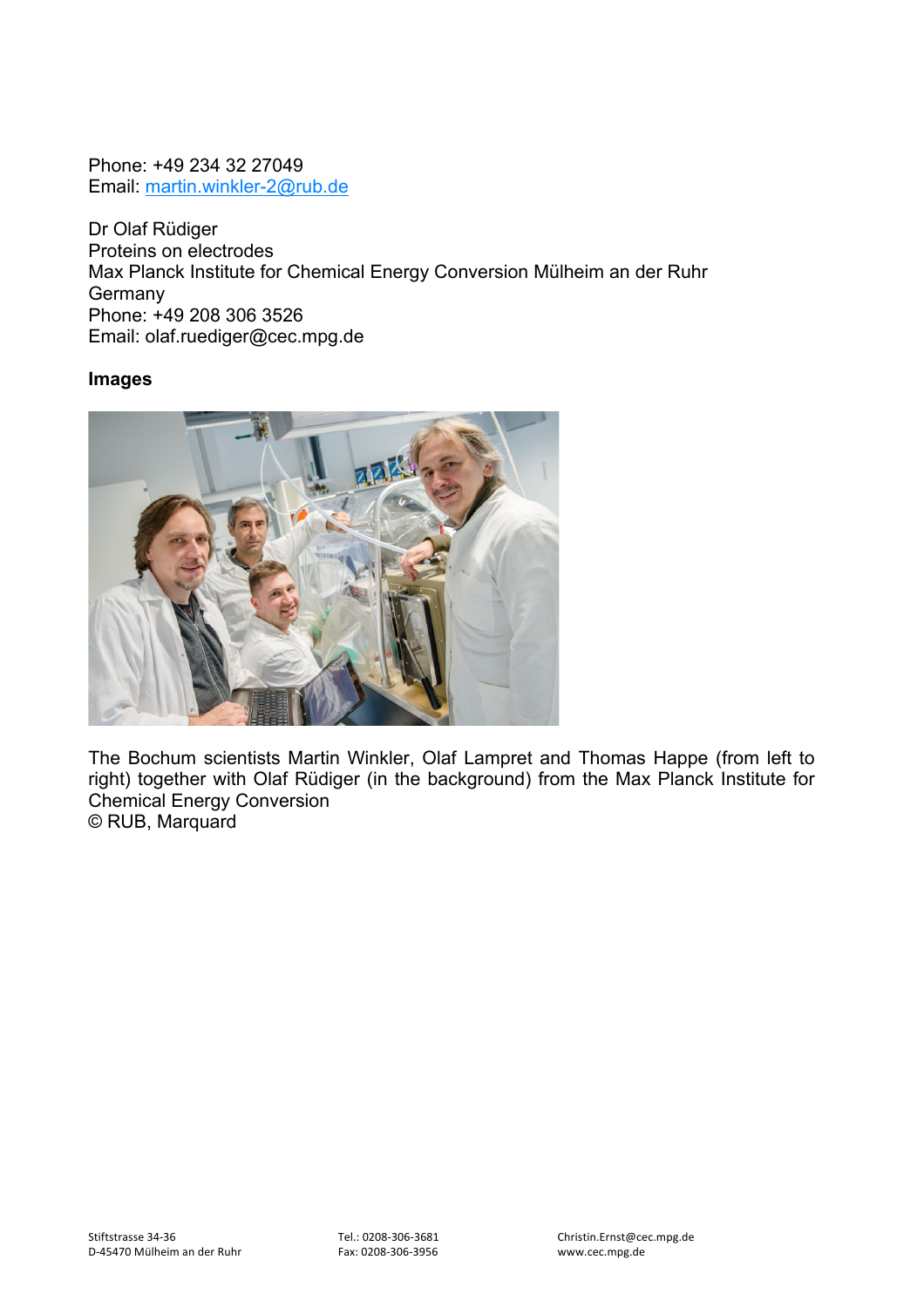Phone: +49 234 32 27049
Email: martin.winkler-2@rub.de

Dr Olaf Rüdiger
Proteins on electrodes
Max Planck Institute for Chemical Energy Conversion Mülheim an der Ruhr
Germany
Phone: +49 208 306 3526
Email: olaf.ruediger@cec.mpg.de

**Images**

The Bochum scientists Martin Winkler, Olaf Lampret and Thomas Happe (from left to right) together with Olaf Rüdiger (in the background) from the Max Planck Institute for Chemical Energy Conversion
© RUB, Marquard